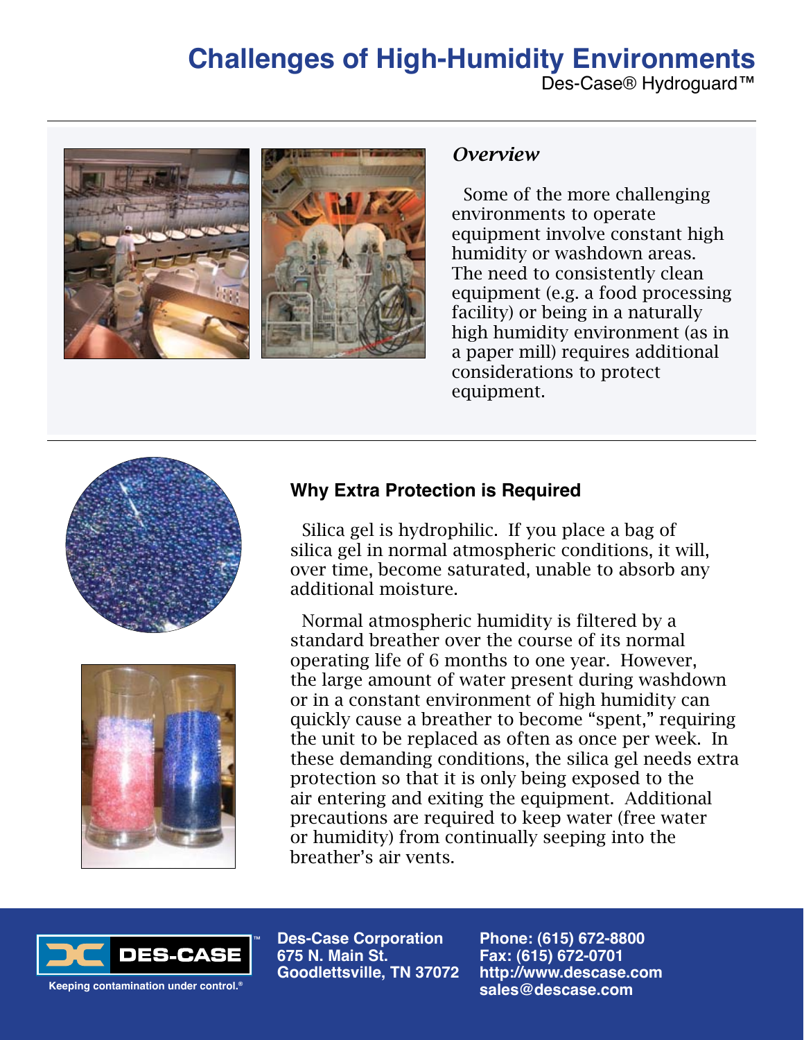# Challenges of High-Humidity Environments

Des-Case® Hydroguard™

## *Overview*

Some of the more challenging environments to operate equipment involve constant high humidity or washdown areas. The need to consistently clean equipment (e.g. a food processing facility) or being in a naturally high humidity environment (as in a paper mill) requires additional considerations to protect equipment.

## Why Extra Protection is Required

Silica gel is hydrophilic. If you place a bag of silica gel in normal atmospheric conditions, it will, over time, become saturated, unable to absorb any additional moisture.

Normal atmospheric humidity is filtered by a standard breather over the course of its normal operating life of 6 months to one year. However, the large amount of water present during washdown or in a constant environment of high humidity can quickly cause a breather to become "spent," requiring the unit to be replaced as often as once per week. In these demanding conditions, the silica gel needs extra protection so that it is only being exposed to the air entering and exiting the equipment. Additional precautions are required to keep water (free water or humidity) from continually seeping into the breather's air vents.

DES-CASE™

Keeping contamination under control.®

**Des-Case Corporation**
**675 N. Main St.**
**Goodlettsville, TN 37072**

**Phone: (615) 672-8800**
**Fax: (615) 672-0701**
**http://www.descase.com**
**sales@descase.com**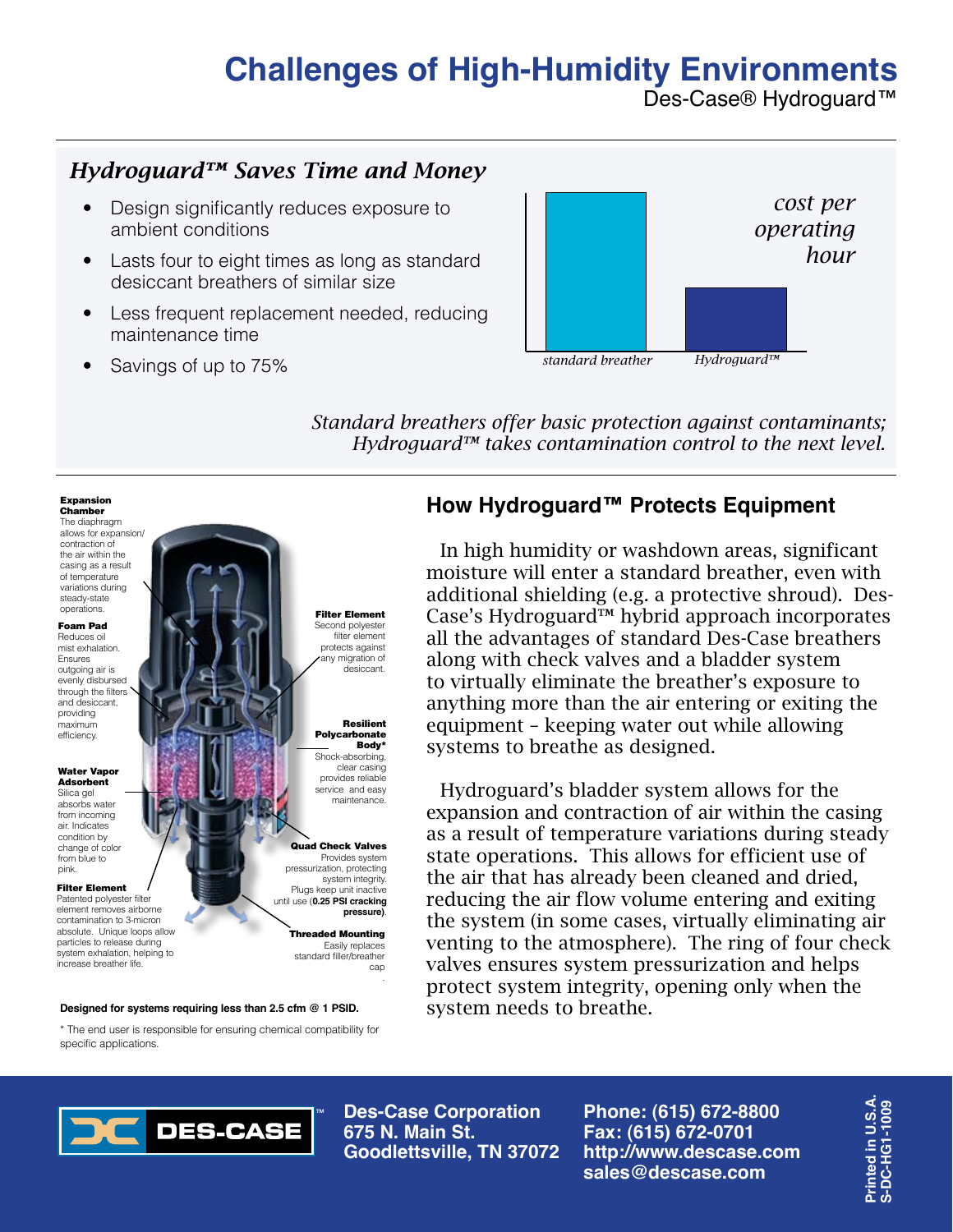# Challenges of High-Humidity Environments

Des-Case® Hydroguard™

## *Hydroguard™ Saves Time and Money*

- Design significantly reduces exposure to ambient conditions
- Lasts four to eight times as long as standard desiccant breathers of similar size
- Less frequent replacement needed, reducing maintenance time
- Savings of up to 75%

*cost per operating hour*

*standard breather*

*Hydroguard™*

*Standard breathers offer basic protection against contaminants; Hydroguard™ takes contamination control to the next level.*

**Expansion Chamber**
The diaphragm allows for expansion/contraction of the air within the casing as a result of temperature variations during steady-state operations.

**Foam Pad**
Reduces oil mist exhalation. Ensures outgoing air is evenly disbursed through the filters and desiccant, providing maximum efficiency.

**Water Vapor Adsorbent**
Silica gel absorbs water from incoming air. Indicates condition by change of color from blue to pink.

**Filter Element**
Patented polyester filter element removes airborne contamination to 3-micron absolute. Unique loops allow particles to release during system exhalation, helping to increase breather life.

**Filter Element**
Second polyester filter element protects against any migration of desiccant.

**Resilient Polycarbonate Body***
Shock-absorbing, clear casing provides reliable service and easy maintenance.

**Quad Check Valves**
Provides system pressurization, protecting system integrity. Plugs keep unit inactive until use (**0.25 PSI cracking pressure**).

**Threaded Mounting**
Easily replaces standard filler/breather cap

**Designed for systems requiring less than 2.5 cfm @ 1 PSID.**

* The end user is responsible for ensuring chemical compatibility for specific applications.

## How Hydroguard™ Protects Equipment

In high humidity or washdown areas, significant moisture will enter a standard breather, even with additional shielding (e.g. a protective shroud). Des-Case's Hydroguard™ hybrid approach incorporates all the advantages of standard Des-Case breathers along with check valves and a bladder system to virtually eliminate the breather's exposure to anything more than the air entering or exiting the equipment – keeping water out while allowing systems to breathe as designed.

Hydroguard's bladder system allows for the expansion and contraction of air within the casing as a result of temperature variations during steady state operations. This allows for efficient use of the air that has already been cleaned and dried, reducing the air flow volume entering and exiting the system (in some cases, virtually eliminating air venting to the atmosphere). The ring of four check valves ensures system pressurization and helps protect system integrity, opening only when the system needs to breathe.

DES-CASE™

**Des-Case Corporation**
**675 N. Main St.**
**Goodlettsville, TN 37072**

**Phone: (615) 672-8800**
**Fax: (615) 672-0701**
**http://www.descase.com**
**sales@descase.com**

Printed in U.S.A.
S-DC-HG1-1009